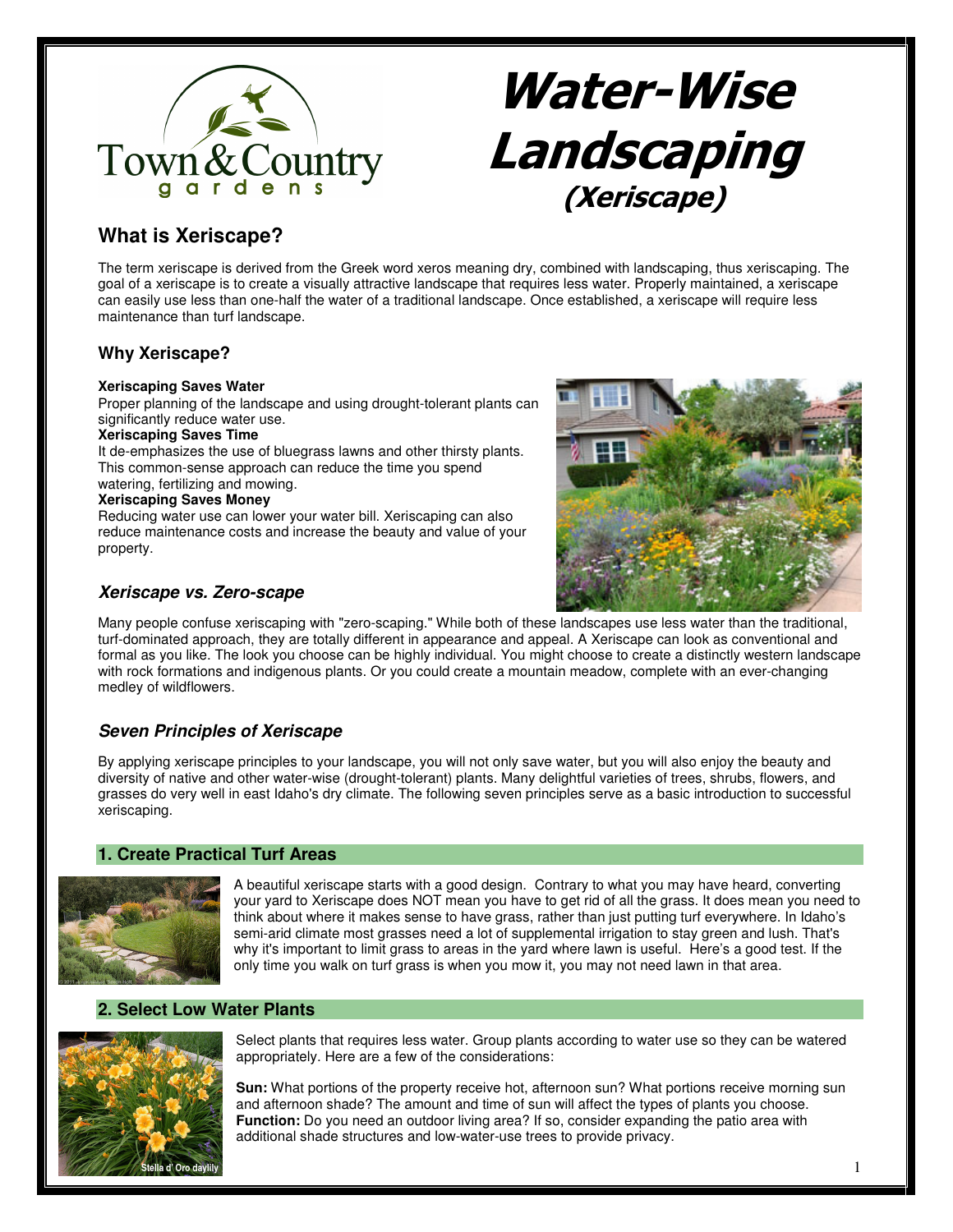# Water-Wise Landscaping (Xeriscape)

## What is Xeriscape?

The term xeriscape is derived from the Greek word xeros meaning dry, combined with landscaping, thus xeriscaping. The goal of a xeriscape is to create a visually attractive landscape that requires less water. Properly maintained, a xeriscape can easily use less than one-half the water of a traditional landscape. Once established, a xeriscape will require less maintenance than turf landscape.

### Why Xeriscape?

**Xeriscaping Saves Water**
Proper planning of the landscape and using drought-tolerant plants can significantly reduce water use.

**Xeriscaping Saves Time**
It de-emphasizes the use of bluegrass lawns and other thirsty plants. This common-sense approach can reduce the time you spend watering, fertilizing and mowing.

**Xeriscaping Saves Money**
Reducing water use can lower your water bill. Xeriscaping can also reduce maintenance costs and increase the beauty and value of your property.

### *Xeriscape vs. Zero-scape*

Many people confuse xeriscaping with "zero-scaping." While both of these landscapes use less water than the traditional, turf-dominated approach, they are totally different in appearance and appeal. A Xeriscape can look as conventional and formal as you like. The look you choose can be highly individual. You might choose to create a distinctly western landscape with rock formations and indigenous plants. Or you could create a mountain meadow, complete with an ever-changing medley of wildflowers.

### *Seven Principles of Xeriscape*

By applying xeriscape principles to your landscape, you will not only save water, but you will also enjoy the beauty and diversity of native and other water-wise (drought-tolerant) plants. Many delightful varieties of trees, shrubs, flowers, and grasses do very well in east Idaho's dry climate. The following seven principles serve as a basic introduction to successful xeriscaping.

### 1. Create Practical Turf Areas

A beautiful xeriscape starts with a good design. Contrary to what you may have heard, converting your yard to Xeriscape does NOT mean you have to get rid of all the grass. It does mean you need to think about where it makes sense to have grass, rather than just putting turf everywhere. In Idaho's semi-arid climate most grasses need a lot of supplemental irrigation to stay green and lush. That's why it's important to limit grass to areas in the yard where lawn is useful. Here's a good test. If the only time you walk on turf grass is when you mow it, you may not need lawn in that area.

### 2. Select Low Water Plants

Stella d' Oro daylily

Select plants that requires less water. Group plants according to water use so they can be watered appropriately. Here are a few of the considerations:

**Sun:** What portions of the property receive hot, afternoon sun? What portions receive morning sun and afternoon shade? The amount and time of sun will affect the types of plants you choose.
**Function:** Do you need an outdoor living area? If so, consider expanding the patio area with additional shade structures and low-water-use trees to provide privacy.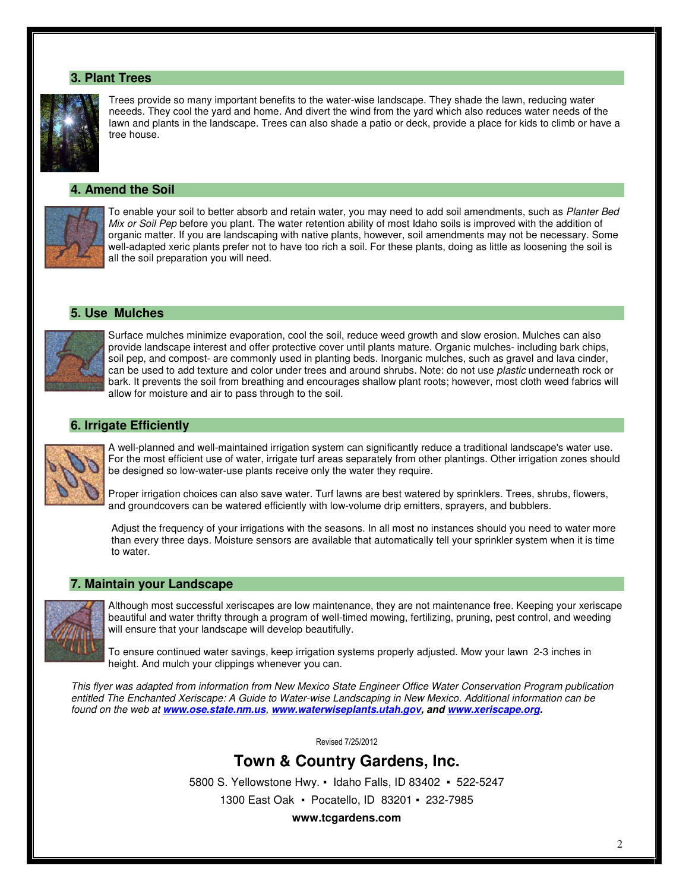## 3. Plant Trees

Trees provide so many important benefits to the water-wise landscape. They shade the lawn, reducing water neeeds. They cool the yard and home. And divert the wind from the yard which also reduces water needs of the lawn and plants in the landscape. Trees can also shade a patio or deck, provide a place for kids to climb or have a tree house.

## 4. Amend the Soil

To enable your soil to better absorb and retain water, you may need to add soil amendments, such as *Planter Bed Mix or Soil Pep* before you plant. The water retention ability of most Idaho soils is improved with the addition of organic matter. If you are landscaping with native plants, however, soil amendments may not be necessary. Some well-adapted xeric plants prefer not to have too rich a soil. For these plants, doing as little as loosening the soil is all the soil preparation you will need.

## 5. Use Mulches

Surface mulches minimize evaporation, cool the soil, reduce weed growth and slow erosion. Mulches can also provide landscape interest and offer protective cover until plants mature. Organic mulches- including bark chips, soil pep, and compost- are commonly used in planting beds. Inorganic mulches, such as gravel and lava cinder, can be used to add texture and color under trees and around shrubs. Note: do not use *plastic* underneath rock or bark. It prevents the soil from breathing and encourages shallow plant roots; however, most cloth weed fabrics will allow for moisture and air to pass through to the soil.

## 6. Irrigate Efficiently

A well-planned and well-maintained irrigation system can significantly reduce a traditional landscape's water use. For the most efficient use of water, irrigate turf areas separately from other plantings. Other irrigation zones should be designed so low-water-use plants receive only the water they require.

Proper irrigation choices can also save water. Turf lawns are best watered by sprinklers. Trees, shrubs, flowers, and groundcovers can be watered efficiently with low-volume drip emitters, sprayers, and bubblers.

Adjust the frequency of your irrigations with the seasons. In all most no instances should you need to water more than every three days. Moisture sensors are available that automatically tell your sprinkler system when it is time to water.

## 7. Maintain your Landscape

Although most successful xeriscapes are low maintenance, they are not maintenance free. Keeping your xeriscape beautiful and water thrifty through a program of well-timed mowing, fertilizing, pruning, pest control, and weeding will ensure that your landscape will develop beautifully.

To ensure continued water savings, keep irrigation systems properly adjusted. Mow your lawn 2-3 inches in height. And mulch your clippings whenever you can.

*This flyer was adapted from information from New Mexico State Engineer Office Water Conservation Program publication entitled The Enchanted Xeriscape: A Guide to Water-wise Landscaping in New Mexico. Additional information can be found on the web at* ***www.ose.state.nm.us****,* ***www.waterwiseplants.utah.gov****, and* ***www.xeriscape.org****.*

Revised 7/25/2012

## Town & Country Gardens, Inc.

5800 S. Yellowstone Hwy. ▪ Idaho Falls, ID 83402 ▪ 522-5247

1300 East Oak ▪ Pocatello, ID 83201 ▪ 232-7985

**www.tcgardens.com**